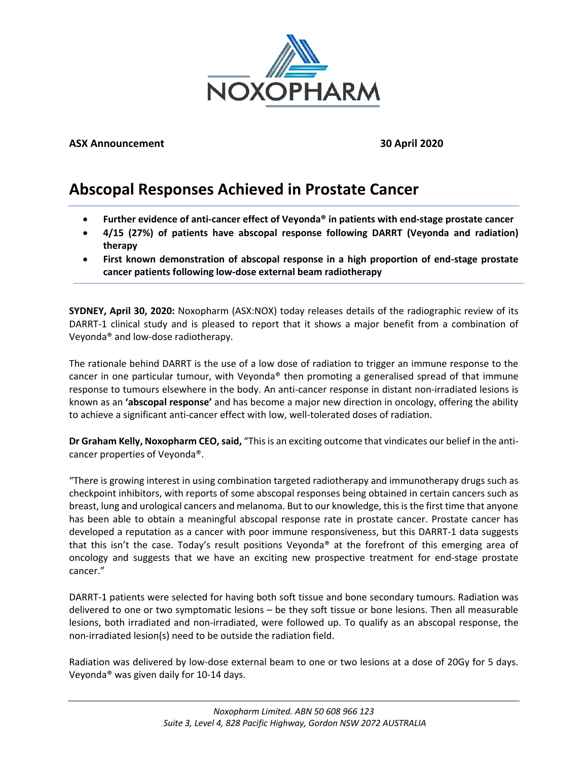**ASX Announcement** **30 April 2020**

# Abscopal Responses Achieved in Prostate Cancer

- **Further evidence of anti-cancer effect of Veyonda® in patients with end-stage prostate cancer**
- **4/15 (27%) of patients have abscopal response following DARRT (Veyonda and radiation) therapy**
- **First known demonstration of abscopal response in a high proportion of end-stage prostate cancer patients following low-dose external beam radiotherapy**

**SYDNEY, April 30, 2020:** Noxopharm (ASX:NOX) today releases details of the radiographic review of its DARRT-1 clinical study and is pleased to report that it shows a major benefit from a combination of Veyonda® and low-dose radiotherapy.

The rationale behind DARRT is the use of a low dose of radiation to trigger an immune response to the cancer in one particular tumour, with Veyonda® then promoting a generalised spread of that immune response to tumours elsewhere in the body. An anti-cancer response in distant non-irradiated lesions is known as an **'abscopal response'** and has become a major new direction in oncology, offering the ability to achieve a significant anti-cancer effect with low, well-tolerated doses of radiation.

**Dr Graham Kelly, Noxopharm CEO, said,** "This is an exciting outcome that vindicates our belief in the anti-cancer properties of Veyonda®.

"There is growing interest in using combination targeted radiotherapy and immunotherapy drugs such as checkpoint inhibitors, with reports of some abscopal responses being obtained in certain cancers such as breast, lung and urological cancers and melanoma. But to our knowledge, this is the first time that anyone has been able to obtain a meaningful abscopal response rate in prostate cancer. Prostate cancer has developed a reputation as a cancer with poor immune responsiveness, but this DARRT-1 data suggests that this isn't the case. Today's result positions Veyonda® at the forefront of this emerging area of oncology and suggests that we have an exciting new prospective treatment for end-stage prostate cancer."

DARRT-1 patients were selected for having both soft tissue and bone secondary tumours. Radiation was delivered to one or two symptomatic lesions – be they soft tissue or bone lesions. Then all measurable lesions, both irradiated and non-irradiated, were followed up. To qualify as an abscopal response, the non-irradiated lesion(s) need to be outside the radiation field.

Radiation was delivered by low-dose external beam to one or two lesions at a dose of 20Gy for 5 days. Veyonda® was given daily for 10-14 days.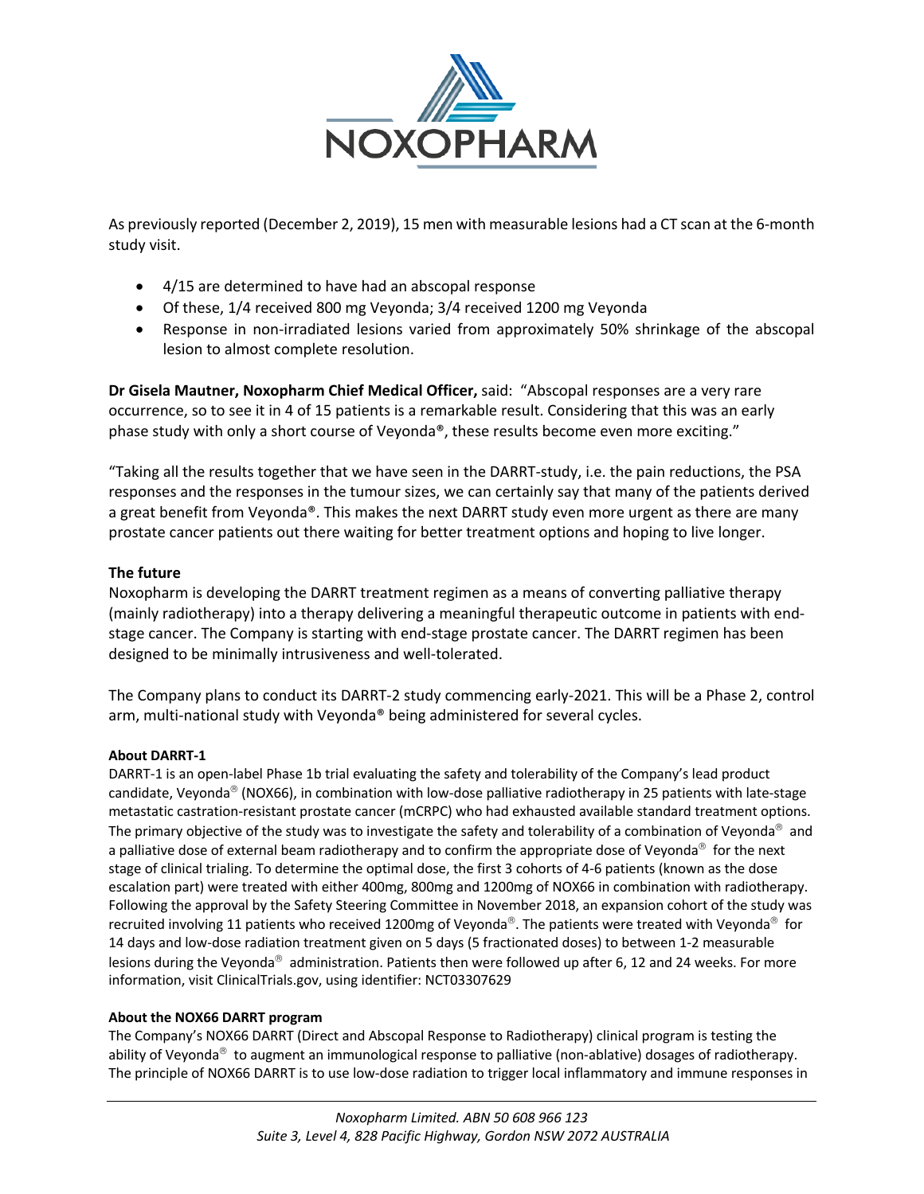As previously reported (December 2, 2019), 15 men with measurable lesions had a CT scan at the 6-month study visit.

- 4/15 are determined to have had an abscopal response
- Of these, 1/4 received 800 mg Veyonda; 3/4 received 1200 mg Veyonda
- Response in non-irradiated lesions varied from approximately 50% shrinkage of the abscopal lesion to almost complete resolution.

**Dr Gisela Mautner, Noxopharm Chief Medical Officer,** said: "Abscopal responses are a very rare occurrence, so to see it in 4 of 15 patients is a remarkable result. Considering that this was an early phase study with only a short course of Veyonda®, these results become even more exciting."

"Taking all the results together that we have seen in the DARRT-study, i.e. the pain reductions, the PSA responses and the responses in the tumour sizes, we can certainly say that many of the patients derived a great benefit from Veyonda®. This makes the next DARRT study even more urgent as there are many prostate cancer patients out there waiting for better treatment options and hoping to live longer.

## The future

Noxopharm is developing the DARRT treatment regimen as a means of converting palliative therapy (mainly radiotherapy) into a therapy delivering a meaningful therapeutic outcome in patients with end-stage cancer. The Company is starting with end-stage prostate cancer. The DARRT regimen has been designed to be minimally intrusiveness and well-tolerated.

The Company plans to conduct its DARRT-2 study commencing early-2021. This will be a Phase 2, control arm, multi-national study with Veyonda® being administered for several cycles.

### About DARRT-1

DARRT-1 is an open-label Phase 1b trial evaluating the safety and tolerability of the Company's lead product candidate, Veyonda® (NOX66), in combination with low-dose palliative radiotherapy in 25 patients with late-stage metastatic castration-resistant prostate cancer (mCRPC) who had exhausted available standard treatment options. The primary objective of the study was to investigate the safety and tolerability of a combination of Veyonda® and a palliative dose of external beam radiotherapy and to confirm the appropriate dose of Veyonda® for the next stage of clinical trialing. To determine the optimal dose, the first 3 cohorts of 4-6 patients (known as the dose escalation part) were treated with either 400mg, 800mg and 1200mg of NOX66 in combination with radiotherapy. Following the approval by the Safety Steering Committee in November 2018, an expansion cohort of the study was recruited involving 11 patients who received 1200mg of Veyonda®. The patients were treated with Veyonda® for 14 days and low-dose radiation treatment given on 5 days (5 fractionated doses) to between 1-2 measurable lesions during the Veyonda® administration. Patients then were followed up after 6, 12 and 24 weeks. For more information, visit ClinicalTrials.gov, using identifier: NCT03307629

### About the NOX66 DARRT program

The Company's NOX66 DARRT (Direct and Abscopal Response to Radiotherapy) clinical program is testing the ability of Veyonda® to augment an immunological response to palliative (non-ablative) dosages of radiotherapy. The principle of NOX66 DARRT is to use low-dose radiation to trigger local inflammatory and immune responses in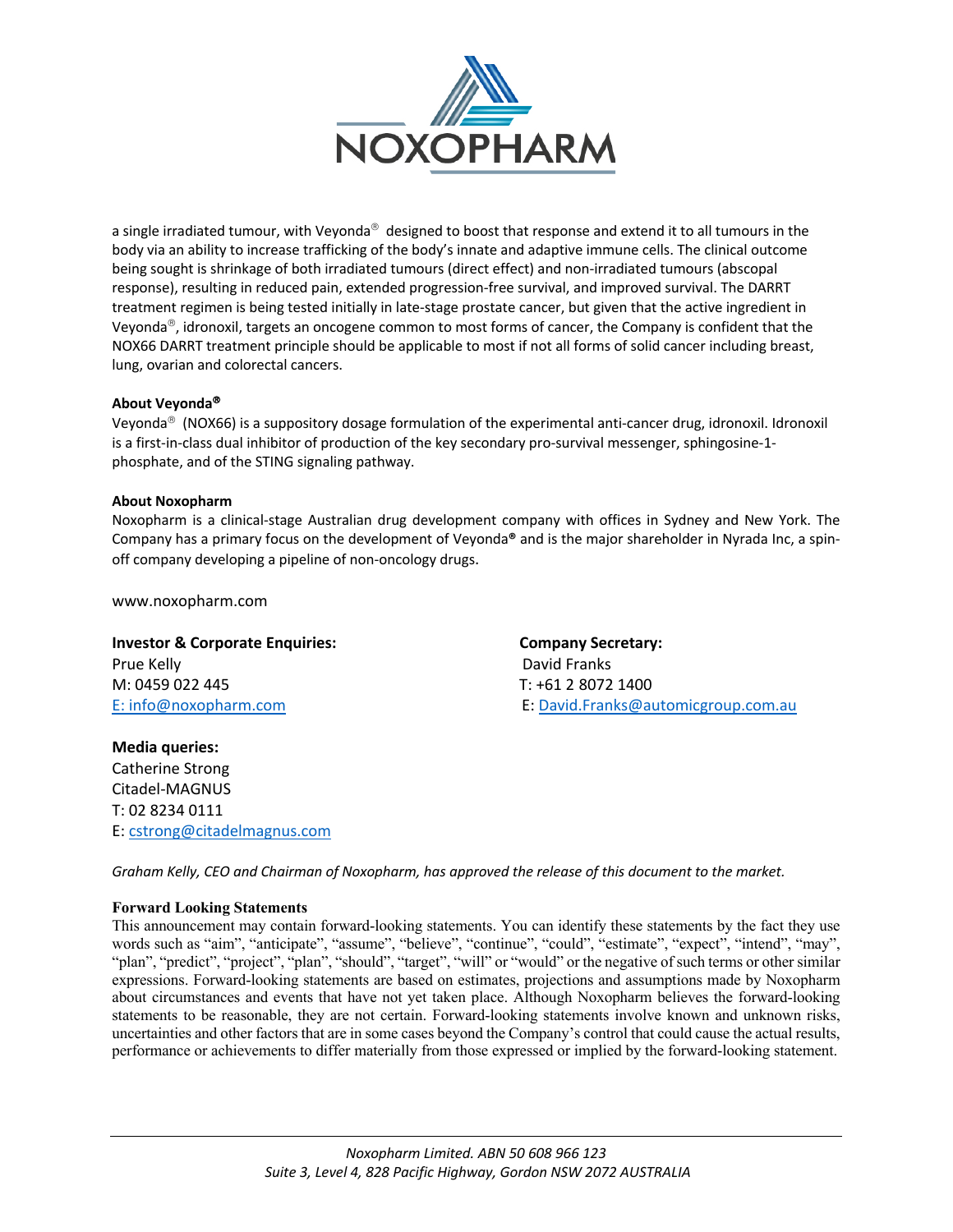a single irradiated tumour, with Veyonda® designed to boost that response and extend it to all tumours in the body via an ability to increase trafficking of the body's innate and adaptive immune cells. The clinical outcome being sought is shrinkage of both irradiated tumours (direct effect) and non-irradiated tumours (abscopal response), resulting in reduced pain, extended progression-free survival, and improved survival. The DARRT treatment regimen is being tested initially in late-stage prostate cancer, but given that the active ingredient in Veyonda®, idronoxil, targets an oncogene common to most forms of cancer, the Company is confident that the NOX66 DARRT treatment principle should be applicable to most if not all forms of solid cancer including breast, lung, ovarian and colorectal cancers.

**About Veyonda®**

Veyonda® (NOX66) is a suppository dosage formulation of the experimental anti-cancer drug, idronoxil. Idronoxil is a first-in-class dual inhibitor of production of the key secondary pro-survival messenger, sphingosine-1-phosphate, and of the STING signaling pathway.

**About Noxopharm**

Noxopharm is a clinical-stage Australian drug development company with offices in Sydney and New York. The Company has a primary focus on the development of Veyonda® and is the major shareholder in Nyrada Inc, a spin-off company developing a pipeline of non-oncology drugs.

www.noxopharm.com

**Investor & Corporate Enquiries:**
Prue Kelly
M: 0459 022 445
E: info@noxopharm.com

**Company Secretary:**
David Franks
T: +61 2 8072 1400
E: David.Franks@automicgroup.com.au

**Media queries:**
Catherine Strong
Citadel-MAGNUS
T: 02 8234 0111
E: cstrong@citadelmagnus.com

*Graham Kelly, CEO and Chairman of Noxopharm, has approved the release of this document to the market.*

**Forward Looking Statements**

This announcement may contain forward-looking statements. You can identify these statements by the fact they use words such as "aim", "anticipate", "assume", "believe", "continue", "could", "estimate", "expect", "intend", "may", "plan", "predict", "project", "plan", "should", "target", "will" or "would" or the negative of such terms or other similar expressions. Forward-looking statements are based on estimates, projections and assumptions made by Noxopharm about circumstances and events that have not yet taken place. Although Noxopharm believes the forward-looking statements to be reasonable, they are not certain. Forward-looking statements involve known and unknown risks, uncertainties and other factors that are in some cases beyond the Company's control that could cause the actual results, performance or achievements to differ materially from those expressed or implied by the forward-looking statement.

*Noxopharm Limited. ABN 50 608 966 123*
*Suite 3, Level 4, 828 Pacific Highway, Gordon NSW 2072 AUSTRALIA*